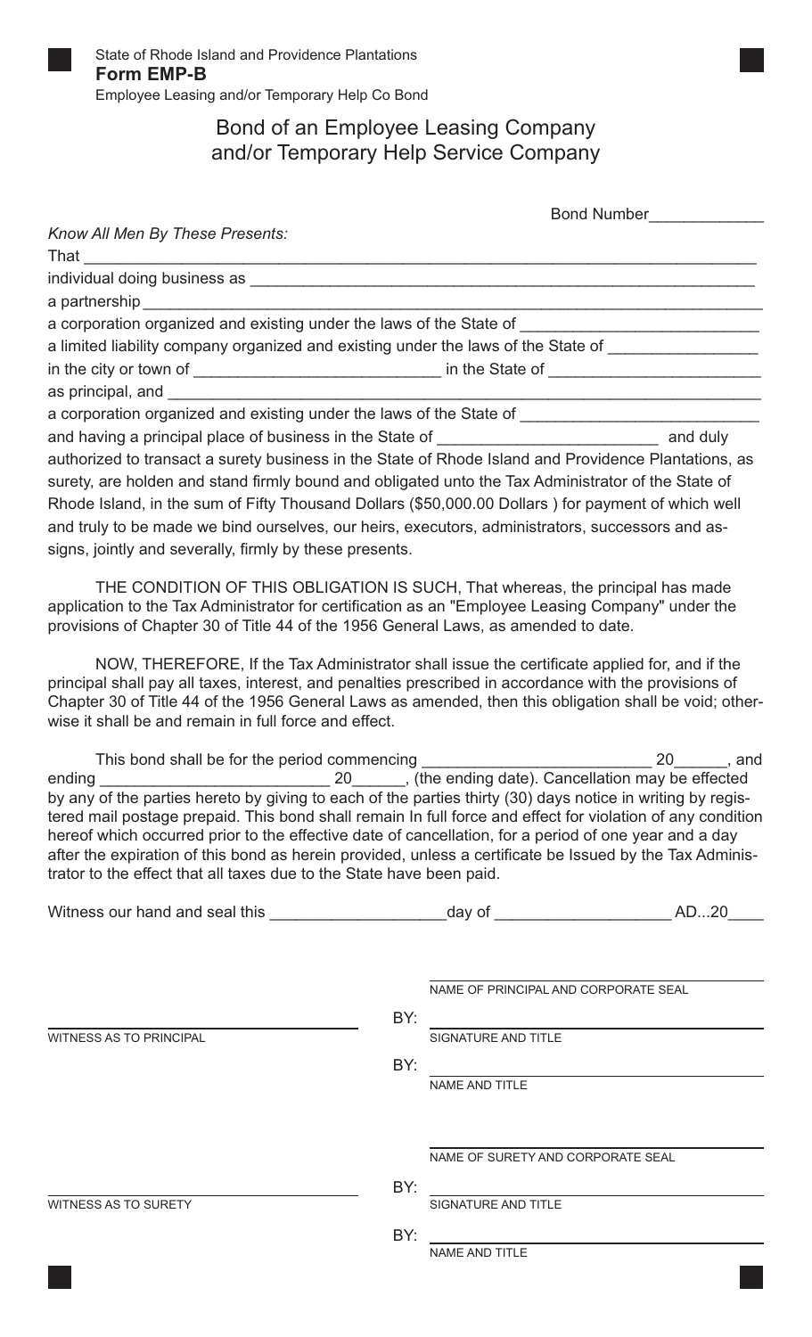State of Rhode Island and Providence Plantations

**Form EMP-B**

Employee Leasing and/or Temporary Help Co Bond

# Bond of an Employee Leasing Company and/or Temporary Help Service Company

Bond Number_____________

*Know All Men By These Presents:*

That ___________________________________________________________________________

individual doing business as ___________________________________________________________

a partnership ____________________________________________________________________

a corporation organized and existing under the laws of the State of ___________________________

a limited liability company organized and existing under the laws of the State of _________________

in the city or town of ____________________________ in the State of _________________________

as principal, and _________________________________________________________________

a corporation organized and existing under the laws of the State of ___________________________

and having a principal place of business in the State of _________________________ and duly authorized to transact a surety business in the State of Rhode Island and Providence Plantations, as surety, are holden and stand firmly bound and obligated unto the Tax Administrator of the State of Rhode Island, in the sum of Fifty Thousand Dollars ($50,000.00 Dollars ) for payment of which well and truly to be made we bind ourselves, our heirs, executors, administrators, successors and assigns, jointly and severally, firmly by these presents.

THE CONDITION OF THIS OBLIGATION IS SUCH, That whereas, the principal has made application to the Tax Administrator for certification as an "Employee Leasing Company" under the provisions of Chapter 30 of Title 44 of the 1956 General Laws, as amended to date.

NOW, THEREFORE, If the Tax Administrator shall issue the certificate applied for, and if the principal shall pay all taxes, interest, and penalties prescribed in accordance with the provisions of Chapter 30 of Title 44 of the 1956 General Laws as amended, then this obligation shall be void; otherwise it shall be and remain in full force and effect.

This bond shall be for the period commencing __________________________ 20______, and ending __________________________ 20______, (the ending date). Cancellation may be effected by any of the parties hereto by giving to each of the parties thirty (30) days notice in writing by registered mail postage prepaid. This bond shall remain In full force and effect for violation of any condition hereof which occurred prior to the effective date of cancellation, for a period of one year and a day after the expiration of this bond as herein provided, unless a certificate be Issued by the Tax Administrator to the effect that all taxes due to the State have been paid.

Witness our hand and seal this ____________________day of ____________________ AD...20____

_______________________________ NAME OF PRINCIPAL AND CORPORATE SEAL

_______________________________ WITNESS AS TO PRINCIPAL

BY: _______________________________ SIGNATURE AND TITLE

BY: _______________________________ NAME AND TITLE

_______________________________ NAME OF SURETY AND CORPORATE SEAL

_______________________________ WITNESS AS TO SURETY

BY: _______________________________ SIGNATURE AND TITLE

BY: _______________________________ NAME AND TITLE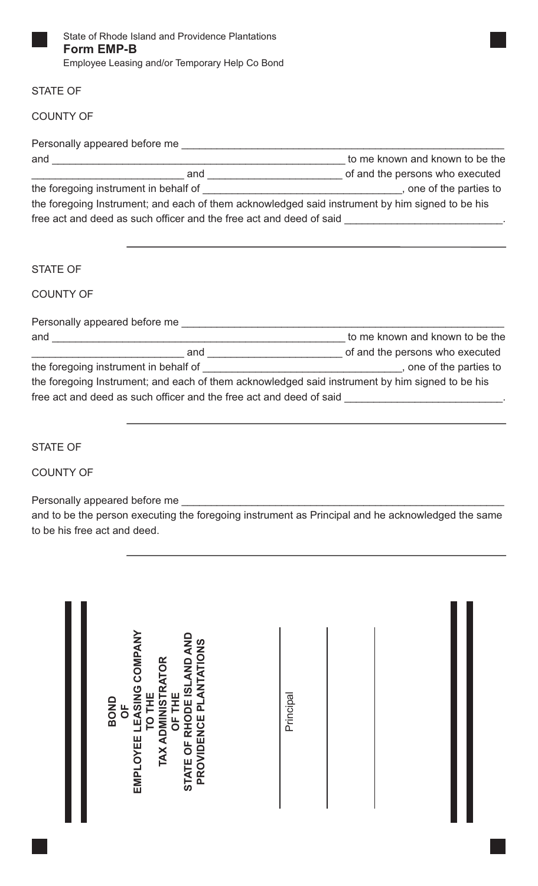State of Rhode Island and Providence Plantations

**Form EMP-B**

Employee Leasing and/or Temporary Help Co Bond

STATE OF

COUNTY OF

Personally appeared before me ______________________________________________________
and ______________________________________________ to me known and known to be the
________________________ and ______________________ of and the persons who executed
the foregoing instrument in behalf of _________________________________, one of the parties to
the foregoing Instrument; and each of them acknowledged said instrument by him signed to be his
free act and deed as such officer and the free act and deed of said __________________________.

______________________________________________________________

STATE OF

COUNTY OF

Personally appeared before me ______________________________________________________
and ______________________________________________ to me known and known to be the
________________________ and ______________________ of and the persons who executed
the foregoing instrument in behalf of _________________________________, one of the parties to
the foregoing Instrument; and each of them acknowledged said instrument by him signed to be his
free act and deed as such officer and the free act and deed of said __________________________.

______________________________________________________________

STATE OF

COUNTY OF

Personally appeared before me ______________________________________________________
and to be the person executing the foregoing instrument as Principal and he acknowledged the same
to be his free act and deed.

______________________________________________________________

**BOND**
**OF**
**EMPLOYEE LEASING COMPANY**
**TO THE**
**TAX ADMINISTRATOR**
**OF THE**
**STATE OF RHODE ISLAND AND**
**PROVIDENCE PLANTATIONS**

Principal